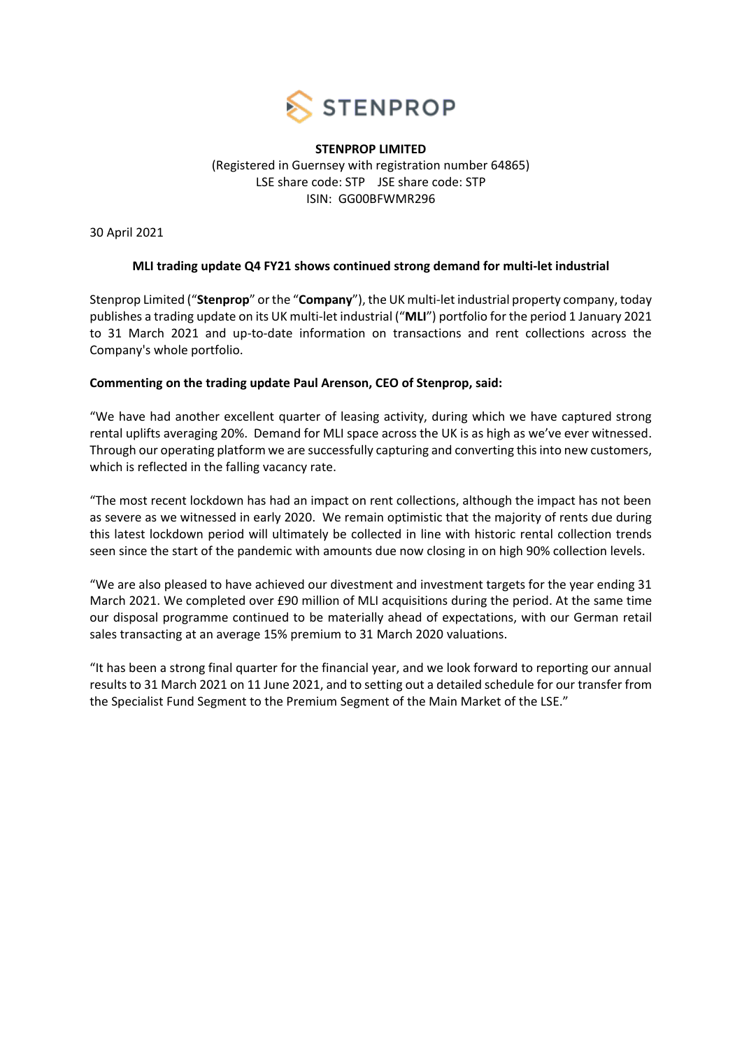**STENPROP LIMITED**
(Registered in Guernsey with registration number 64865)
LSE share code: STP JSE share code: STP
ISIN: GG00BFWMR296

30 April 2021

**MLI trading update Q4 FY21 shows continued strong demand for multi-let industrial**

Stenprop Limited ("**Stenprop**" or the "**Company**"), the UK multi-let industrial property company, today publishes a trading update on its UK multi-let industrial ("**MLI**") portfolio for the period 1 January 2021 to 31 March 2021 and up-to-date information on transactions and rent collections across the Company's whole portfolio.

**Commenting on the trading update Paul Arenson, CEO of Stenprop, said:**

"We have had another excellent quarter of leasing activity, during which we have captured strong rental uplifts averaging 20%. Demand for MLI space across the UK is as high as we've ever witnessed. Through our operating platform we are successfully capturing and converting this into new customers, which is reflected in the falling vacancy rate.

"The most recent lockdown has had an impact on rent collections, although the impact has not been as severe as we witnessed in early 2020. We remain optimistic that the majority of rents due during this latest lockdown period will ultimately be collected in line with historic rental collection trends seen since the start of the pandemic with amounts due now closing in on high 90% collection levels.

"We are also pleased to have achieved our divestment and investment targets for the year ending 31 March 2021. We completed over £90 million of MLI acquisitions during the period. At the same time our disposal programme continued to be materially ahead of expectations, with our German retail sales transacting at an average 15% premium to 31 March 2020 valuations.

"It has been a strong final quarter for the financial year, and we look forward to reporting our annual results to 31 March 2021 on 11 June 2021, and to setting out a detailed schedule for our transfer from the Specialist Fund Segment to the Premium Segment of the Main Market of the LSE."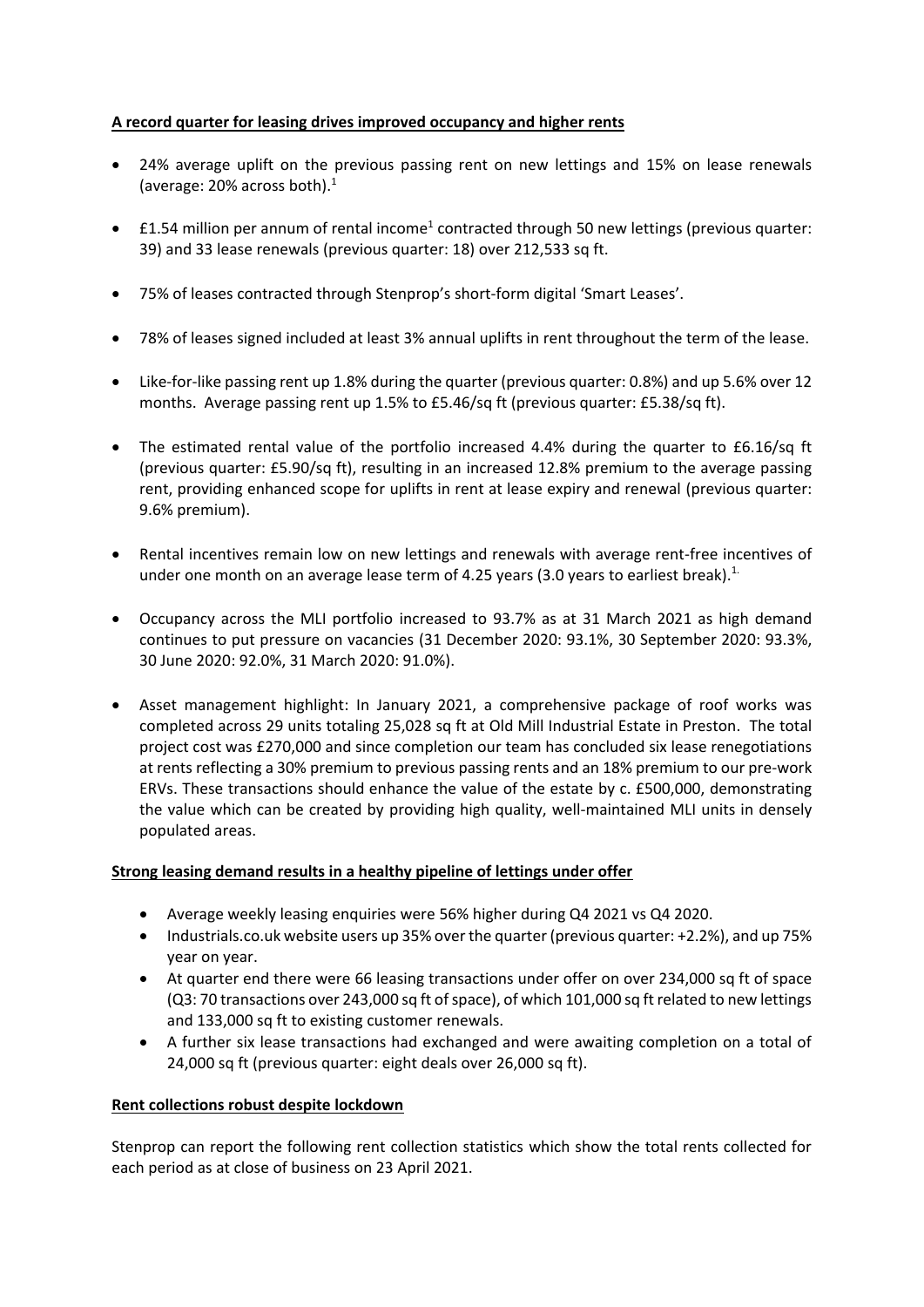**A record quarter for leasing drives improved occupancy and higher rents**

- 24% average uplift on the previous passing rent on new lettings and 15% on lease renewals (average: 20% across both).[1]
- £1.54 million per annum of rental income[1] contracted through 50 new lettings (previous quarter: 39) and 33 lease renewals (previous quarter: 18) over 212,533 sq ft.
- 75% of leases contracted through Stenprop's short-form digital 'Smart Leases'.
- 78% of leases signed included at least 3% annual uplifts in rent throughout the term of the lease.
- Like-for-like passing rent up 1.8% during the quarter (previous quarter: 0.8%) and up 5.6% over 12 months. Average passing rent up 1.5% to £5.46/sq ft (previous quarter: £5.38/sq ft).
- The estimated rental value of the portfolio increased 4.4% during the quarter to £6.16/sq ft (previous quarter: £5.90/sq ft), resulting in an increased 12.8% premium to the average passing rent, providing enhanced scope for uplifts in rent at lease expiry and renewal (previous quarter: 9.6% premium).
- Rental incentives remain low on new lettings and renewals with average rent-free incentives of under one month on an average lease term of 4.25 years (3.0 years to earliest break).[1.]
- Occupancy across the MLI portfolio increased to 93.7% as at 31 March 2021 as high demand continues to put pressure on vacancies (31 December 2020: 93.1%, 30 September 2020: 93.3%, 30 June 2020: 92.0%, 31 March 2020: 91.0%).
- Asset management highlight: In January 2021, a comprehensive package of roof works was completed across 29 units totaling 25,028 sq ft at Old Mill Industrial Estate in Preston. The total project cost was £270,000 and since completion our team has concluded six lease renegotiations at rents reflecting a 30% premium to previous passing rents and an 18% premium to our pre-work ERVs. These transactions should enhance the value of the estate by c. £500,000, demonstrating the value which can be created by providing high quality, well-maintained MLI units in densely populated areas.

**Strong leasing demand results in a healthy pipeline of lettings under offer**

- Average weekly leasing enquiries were 56% higher during Q4 2021 vs Q4 2020.
- Industrials.co.uk website users up 35% over the quarter (previous quarter: +2.2%), and up 75% year on year.
- At quarter end there were 66 leasing transactions under offer on over 234,000 sq ft of space (Q3: 70 transactions over 243,000 sq ft of space), of which 101,000 sq ft related to new lettings and 133,000 sq ft to existing customer renewals.
- A further six lease transactions had exchanged and were awaiting completion on a total of 24,000 sq ft (previous quarter: eight deals over 26,000 sq ft).

**Rent collections robust despite lockdown**

Stenprop can report the following rent collection statistics which show the total rents collected for each period as at close of business on 23 April 2021.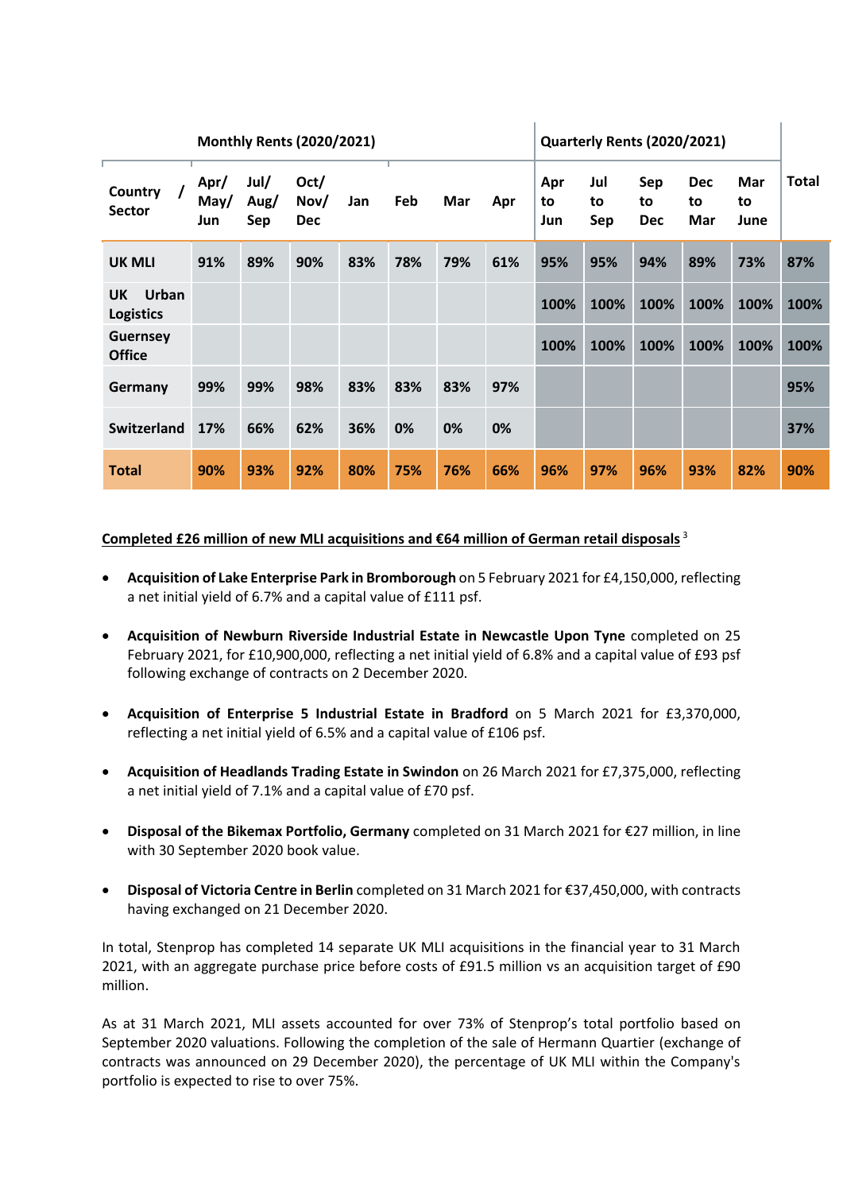| Country / Sector | Monthly Rents (2020/2021) | | | | | | | Quarterly Rents (2020/2021) | | | | | Total |
|---|---|---|---|---|---|---|---|---|---|---|---|---|---|
| | Apr/ May/ Jun | Jul/ Aug/ Sep | Oct/ Nov/ Dec | Jan | Feb | Mar | Apr | Apr to Jun | Jul to Sep | Sep to Dec | Dec to Mar | Mar to June | |
| **UK MLI** | 91% | 89% | 90% | 83% | 78% | 79% | 61% | 95% | 95% | 94% | 89% | 73% | 87% |
| **UK Urban Logistics** | | | | | | | | 100% | 100% | 100% | 100% | 100% | 100% |
| **Guernsey Office** | | | | | | | | 100% | 100% | 100% | 100% | 100% | 100% |
| **Germany** | 99% | 99% | 98% | 83% | 83% | 83% | 97% | | | | | | 95% |
| **Switzerland** | 17% | 66% | 62% | 36% | 0% | 0% | 0% | | | | | | 37% |
| **Total** | 90% | 93% | 92% | 80% | 75% | 76% | 66% | 96% | 97% | 96% | 93% | 82% | 90% |

**Completed £26 million of new MLI acquisitions and €64 million of German retail disposals** [3]

- **Acquisition of Lake Enterprise Park in Bromborough** on 5 February 2021 for £4,150,000, reflecting a net initial yield of 6.7% and a capital value of £111 psf.
- **Acquisition of Newburn Riverside Industrial Estate in Newcastle Upon Tyne** completed on 25 February 2021, for £10,900,000, reflecting a net initial yield of 6.8% and a capital value of £93 psf following exchange of contracts on 2 December 2020.
- **Acquisition of Enterprise 5 Industrial Estate in Bradford** on 5 March 2021 for £3,370,000, reflecting a net initial yield of 6.5% and a capital value of £106 psf.
- **Acquisition of Headlands Trading Estate in Swindon** on 26 March 2021 for £7,375,000, reflecting a net initial yield of 7.1% and a capital value of £70 psf.
- **Disposal of the Bikemax Portfolio, Germany** completed on 31 March 2021 for €27 million, in line with 30 September 2020 book value.
- **Disposal of Victoria Centre in Berlin** completed on 31 March 2021 for €37,450,000, with contracts having exchanged on 21 December 2020.

In total, Stenprop has completed 14 separate UK MLI acquisitions in the financial year to 31 March 2021, with an aggregate purchase price before costs of £91.5 million vs an acquisition target of £90 million.

As at 31 March 2021, MLI assets accounted for over 73% of Stenprop's total portfolio based on September 2020 valuations. Following the completion of the sale of Hermann Quartier (exchange of contracts was announced on 29 December 2020), the percentage of UK MLI within the Company's portfolio is expected to rise to over 75%.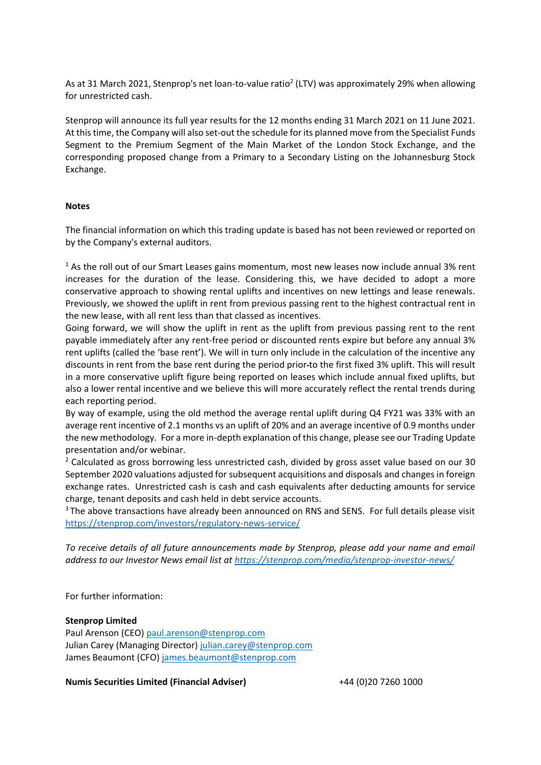As at 31 March 2021, Stenprop's net loan-to-value ratio[2] (LTV) was approximately 29% when allowing for unrestricted cash.

Stenprop will announce its full year results for the 12 months ending 31 March 2021 on 11 June 2021. At this time, the Company will also set-out the schedule for its planned move from the Specialist Funds Segment to the Premium Segment of the Main Market of the London Stock Exchange, and the corresponding proposed change from a Primary to a Secondary Listing on the Johannesburg Stock Exchange.

**Notes**

The financial information on which this trading update is based has not been reviewed or reported on by the Company's external auditors.

[1] As the roll out of our Smart Leases gains momentum, most new leases now include annual 3% rent increases for the duration of the lease. Considering this, we have decided to adopt a more conservative approach to showing rental uplifts and incentives on new lettings and lease renewals. Previously, we showed the uplift in rent from previous passing rent to the highest contractual rent in the new lease, with all rent less than that classed as incentives.
Going forward, we will show the uplift in rent as the uplift from previous passing rent to the rent payable immediately after any rent-free period or discounted rents expire but before any annual 3% rent uplifts (called the 'base rent'). We will in turn only include in the calculation of the incentive any discounts in rent from the base rent during the period prior-to the first fixed 3% uplift. This will result in a more conservative uplift figure being reported on leases which include annual fixed uplifts, but also a lower rental incentive and we believe this will more accurately reflect the rental trends during each reporting period.
By way of example, using the old method the average rental uplift during Q4 FY21 was 33% with an average rent incentive of 2.1 months vs an uplift of 20% and an average incentive of 0.9 months under the new methodology. For a more in-depth explanation of this change, please see our Trading Update presentation and/or webinar.
[2] Calculated as gross borrowing less unrestricted cash, divided by gross asset value based on our 30 September 2020 valuations adjusted for subsequent acquisitions and disposals and changes in foreign exchange rates. Unrestricted cash is cash and cash equivalents after deducting amounts for service charge, tenant deposits and cash held in debt service accounts.
[3] The above transactions have already been announced on RNS and SENS. For full details please visit https://stenprop.com/investors/regulatory-news-service/

*To receive details of all future announcements made by Stenprop, please add your name and email address to our Investor News email list at https://stenprop.com/media/stenprop-investor-news/*

For further information:

**Stenprop Limited**
Paul Arenson (CEO) paul.arenson@stenprop.com
Julian Carey (Managing Director) julian.carey@stenprop.com
James Beaumont (CFO) james.beaumont@stenprop.com

**Numis Securities Limited (Financial Adviser)** +44 (0)20 7260 1000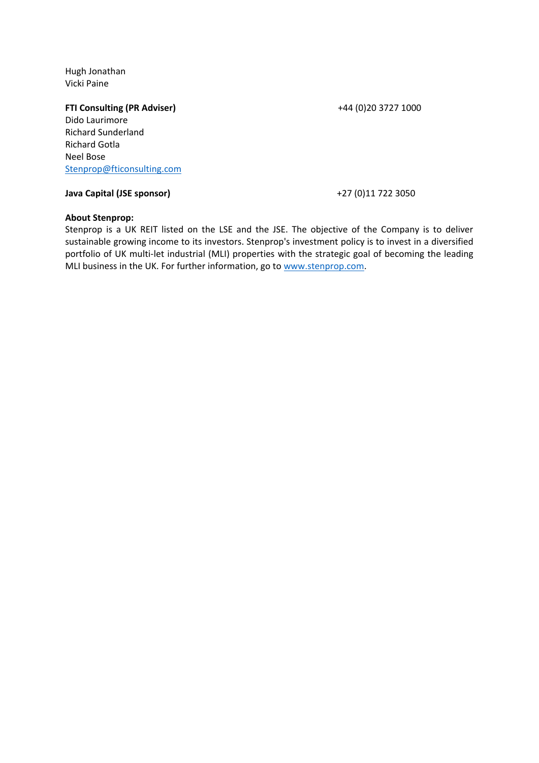Hugh Jonathan
Vicki Paine

**FTI Consulting (PR Adviser)** +44 (0)20 3727 1000
Dido Laurimore
Richard Sunderland
Richard Gotla
Neel Bose
Stenprop@fticonsulting.com

**Java Capital (JSE sponsor)** +27 (0)11 722 3050

**About Stenprop:**
Stenprop is a UK REIT listed on the LSE and the JSE. The objective of the Company is to deliver sustainable growing income to its investors. Stenprop's investment policy is to invest in a diversified portfolio of UK multi-let industrial (MLI) properties with the strategic goal of becoming the leading MLI business in the UK. For further information, go to www.stenprop.com.